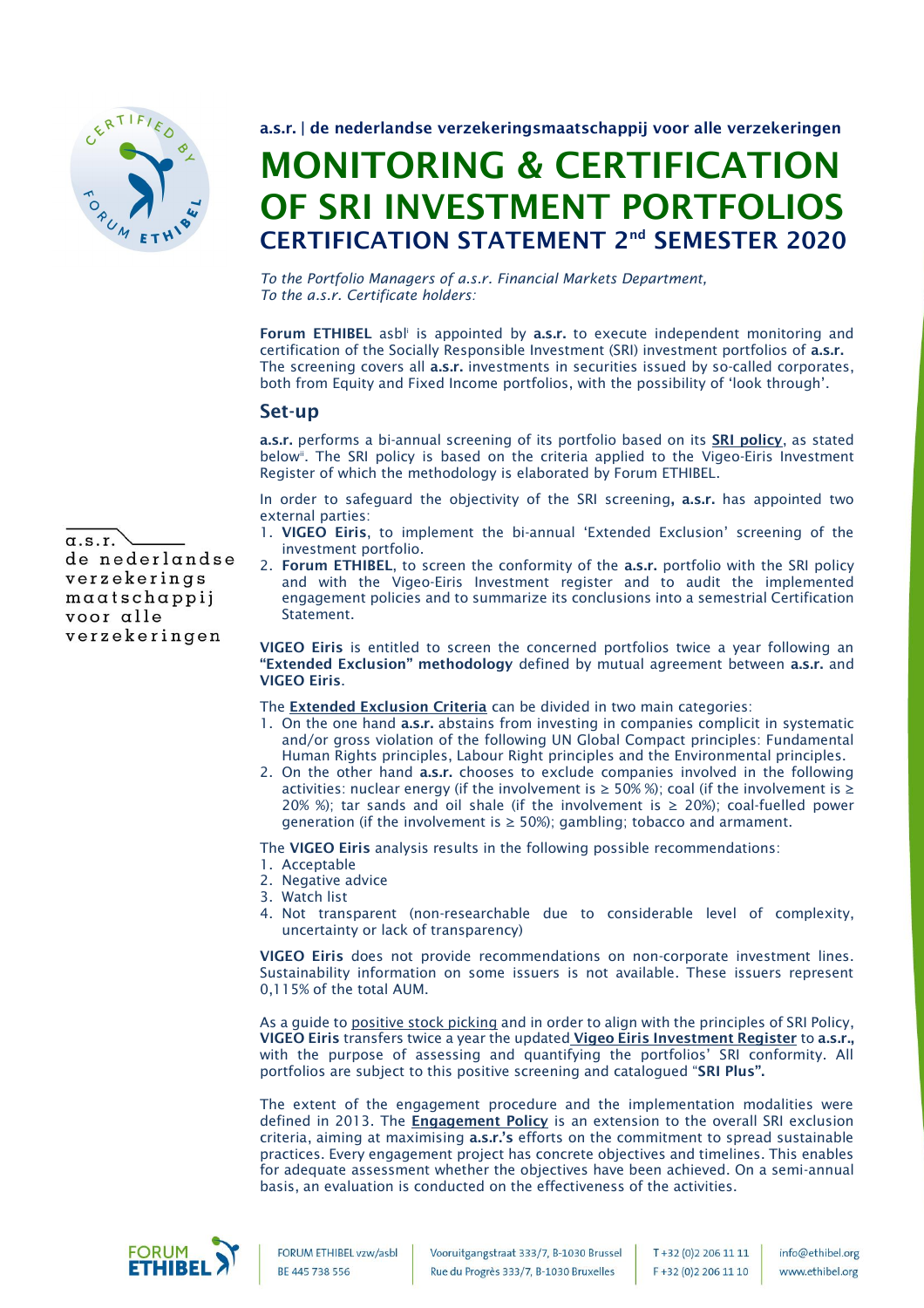**a.s.r. | de nederlandse verzekeringsmaatschappij voor alle verzekeringen**

# MONITORING & CERTIFICATION OF SRI INVESTMENT PORTFOLIOS

## CERTIFICATION STATEMENT 2nd SEMESTER 2020

*To the Portfolio Managers of a.s.r. Financial Markets Department,*
*To the a.s.r. Certificate holders:*

**Forum ETHIBEL** asbl[i] is appointed by **a.s.r.** to execute independent monitoring and certification of the Socially Responsible Investment (SRI) investment portfolios of **a.s.r.** The screening covers all **a.s.r.** investments in securities issued by so-called corporates, both from Equity and Fixed Income portfolios, with the possibility of 'look through'.

a.s.r.
de nederlandse verzekerings maatschappij voor alle verzekeringen

## Set-up

**a.s.r.** performs a bi-annual screening of its portfolio based on its **SRI policy**, as stated below[ii]. The SRI policy is based on the criteria applied to the Vigeo-Eiris Investment Register of which the methodology is elaborated by Forum ETHIBEL.

In order to safeguard the objectivity of the SRI screening**, a.s.r.** has appointed two external parties:

1. **VIGEO Eiris**, to implement the bi-annual 'Extended Exclusion' screening of the investment portfolio.
2. **Forum ETHIBEL**, to screen the conformity of the **a.s.r.** portfolio with the SRI policy and with the Vigeo-Eiris Investment register and to audit the implemented engagement policies and to summarize its conclusions into a semestrial Certification Statement.

**VIGEO Eiris** is entitled to screen the concerned portfolios twice a year following an **"Extended Exclusion" methodology** defined by mutual agreement between **a.s.r.** and **VIGEO Eiris**.

The **Extended Exclusion Criteria** can be divided in two main categories:

1. On the one hand **a.s.r.** abstains from investing in companies complicit in systematic and/or gross violation of the following UN Global Compact principles: Fundamental Human Rights principles, Labour Right principles and the Environmental principles.
2. On the other hand **a.s.r.** chooses to exclude companies involved in the following activities: nuclear energy (if the involvement is ≥ 50% %); coal (if the involvement is ≥ 20% %); tar sands and oil shale (if the involvement is ≥ 20%); coal-fuelled power generation (if the involvement is ≥ 50%); gambling; tobacco and armament.

The **VIGEO Eiris** analysis results in the following possible recommendations:

1. Acceptable
2. Negative advice
3. Watch list
4. Not transparent (non-researchable due to considerable level of complexity, uncertainty or lack of transparency)

**VIGEO Eiris** does not provide recommendations on non-corporate investment lines. Sustainability information on some issuers is not available. These issuers represent 0,115% of the total AUM.

As a guide to positive stock picking and in order to align with the principles of SRI Policy, **VIGEO Eiris** transfers twice a year the updated **Vigeo Eiris Investment Register** to **a.s.r.,** with the purpose of assessing and quantifying the portfolios' SRI conformity. All portfolios are subject to this positive screening and catalogued "**SRI Plus".**

The extent of the engagement procedure and the implementation modalities were defined in 2013. The **Engagement Policy** is an extension to the overall SRI exclusion criteria, aiming at maximising **a.s.r.'s** efforts on the commitment to spread sustainable practices. Every engagement project has concrete objectives and timelines. This enables for adequate assessment whether the objectives have been achieved. On a semi-annual basis, an evaluation is conducted on the effectiveness of the activities.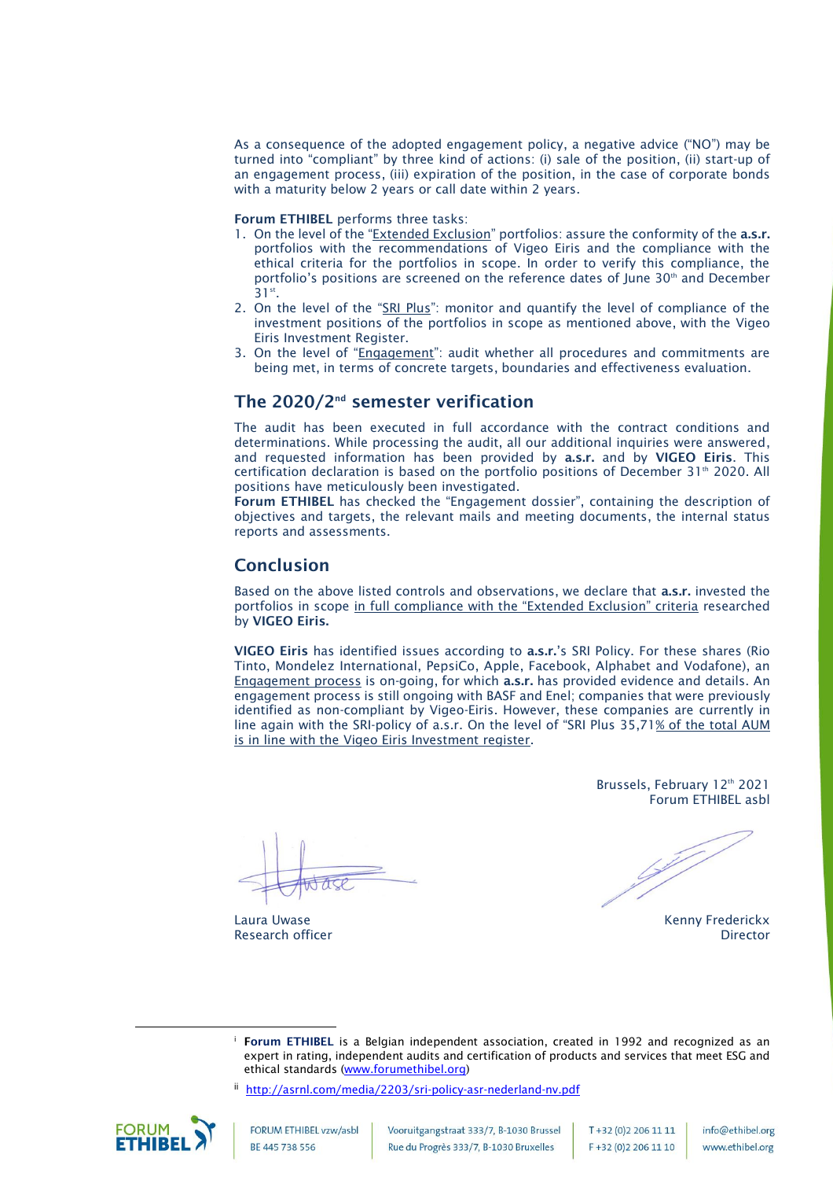As a consequence of the adopted engagement policy, a negative advice ("NO") may be turned into "compliant" by three kind of actions: (i) sale of the position, (ii) start-up of an engagement process, (iii) expiration of the position, in the case of corporate bonds with a maturity below 2 years or call date within 2 years.

**Forum ETHIBEL** performs three tasks:

1. On the level of the "Extended Exclusion" portfolios: assure the conformity of the **a.s.r.** portfolios with the recommendations of Vigeo Eiris and the compliance with the ethical criteria for the portfolios in scope. In order to verify this compliance, the portfolio's positions are screened on the reference dates of June 30th and December 31st.
2. On the level of the "SRI Plus": monitor and quantify the level of compliance of the investment positions of the portfolios in scope as mentioned above, with the Vigeo Eiris Investment Register.
3. On the level of "Engagement": audit whether all procedures and commitments are being met, in terms of concrete targets, boundaries and effectiveness evaluation.

## The 2020/2nd semester verification

The audit has been executed in full accordance with the contract conditions and determinations. While processing the audit, all our additional inquiries were answered, and requested information has been provided by **a.s.r.** and by **VIGEO Eiris**. This certification declaration is based on the portfolio positions of December 31th 2020. All positions have meticulously been investigated.

**Forum ETHIBEL** has checked the "Engagement dossier", containing the description of objectives and targets, the relevant mails and meeting documents, the internal status reports and assessments.

## Conclusion

Based on the above listed controls and observations, we declare that **a.s.r.** invested the portfolios in scope in full compliance with the "Extended Exclusion" criteria researched by **VIGEO Eiris.**

**VIGEO Eiris** has identified issues according to **a.s.r.**'s SRI Policy. For these shares (Rio Tinto, Mondelez International, PepsiCo, Apple, Facebook, Alphabet and Vodafone), an Engagement process is on-going, for which **a.s.r.** has provided evidence and details. An engagement process is still ongoing with BASF and Enel; companies that were previously identified as non-compliant by Vigeo-Eiris. However, these companies are currently in line again with the SRI-policy of a.s.r. On the level of "SRI Plus 35,71% of the total AUM is in line with the Vigeo Eiris Investment register.

Brussels, February 12th 2021
Forum ETHIBEL asbl

Laura Uwase
Research officer

Kenny Frederickx
Director

[i] **Forum ETHIBEL** is a Belgian independent association, created in 1992 and recognized as an expert in rating, independent audits and certification of products and services that meet ESG and ethical standards (www.forumethibel.org)

[ii] http://asrnl.com/media/2203/sri-policy-asr-nederland-nv.pdf

FORUM ETHIBEL vzw/asbl | BE 445 738 556 | Vooruitgangstraat 333/7, B-1030 Brussel | Rue du Progrès 333/7, B-1030 Bruxelles | T +32 (0)2 206 11 11 | F +32 (0)2 206 11 10 | info@ethibel.org | www.ethibel.org